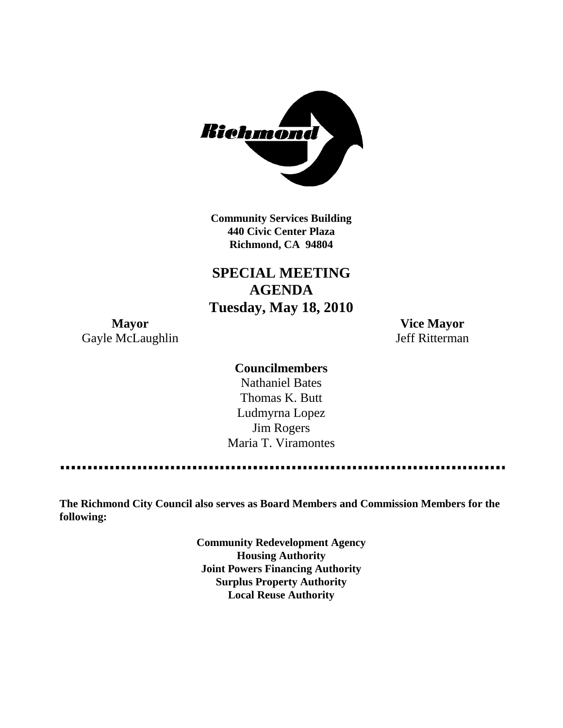Richmond

**Community Services Building**
**440 Civic Center Plaza**
**Richmond, CA 94804**

# SPECIAL MEETING AGENDA
## Tuesday, May 18, 2010

**Mayor**
Gayle McLaughlin

**Vice Mayor**
Jeff Ritterman

**Councilmembers**
Nathaniel Bates
Thomas K. Butt
Ludmyrna Lopez
Jim Rogers
Maria T. Viramontes

**The Richmond City Council also serves as Board Members and Commission Members for the following:**

**Community Redevelopment Agency**
**Housing Authority**
**Joint Powers Financing Authority**
**Surplus Property Authority**
**Local Reuse Authority**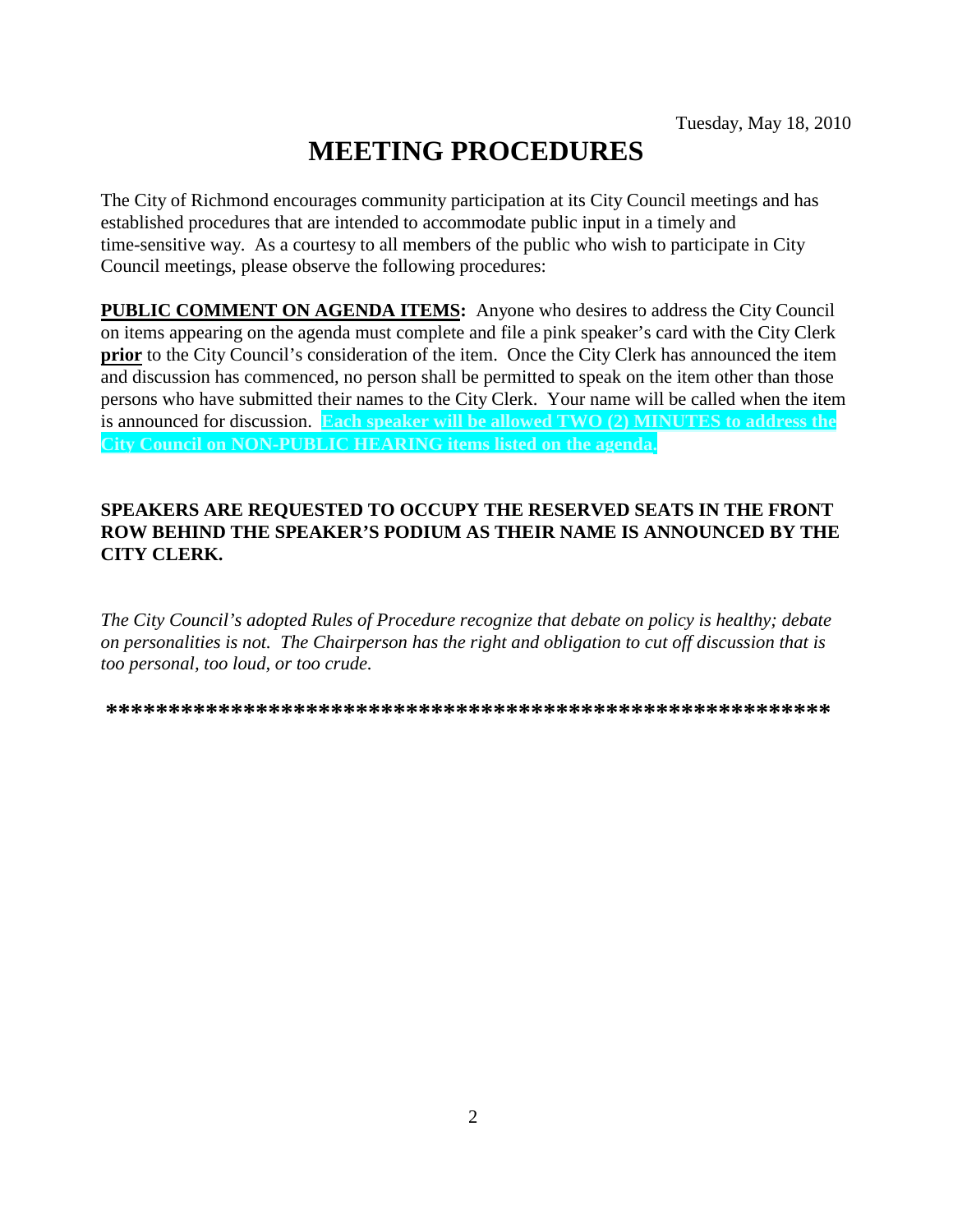Tuesday, May 18, 2010

# MEETING PROCEDURES

The City of Richmond encourages community participation at its City Council meetings and has established procedures that are intended to accommodate public input in a timely and time-sensitive way. As a courtesy to all members of the public who wish to participate in City Council meetings, please observe the following procedures:

**PUBLIC COMMENT ON AGENDA ITEMS:** Anyone who desires to address the City Council on items appearing on the agenda must complete and file a pink speaker's card with the City Clerk **prior** to the City Council's consideration of the item. Once the City Clerk has announced the item and discussion has commenced, no person shall be permitted to speak on the item other than those persons who have submitted their names to the City Clerk. Your name will be called when the item is announced for discussion. **Each speaker will be allowed TWO (2) MINUTES to address the City Council on NON-PUBLIC HEARING items listed on the agenda.**

**SPEAKERS ARE REQUESTED TO OCCUPY THE RESERVED SEATS IN THE FRONT ROW BEHIND THE SPEAKER'S PODIUM AS THEIR NAME IS ANNOUNCED BY THE CITY CLERK.**

*The City Council's adopted Rules of Procedure recognize that debate on policy is healthy; debate on personalities is not. The Chairperson has the right and obligation to cut off discussion that is too personal, too loud, or too crude.*

**\*\*\*\*\*\*\*\*\*\*\*\*\*\*\*\*\*\*\*\*\*\*\*\*\*\*\*\*\*\*\*\*\*\*\*\*\*\*\*\*\*\*\*\*\*\*\*\*\*\*\*\*\*\*\*\*\*\*\***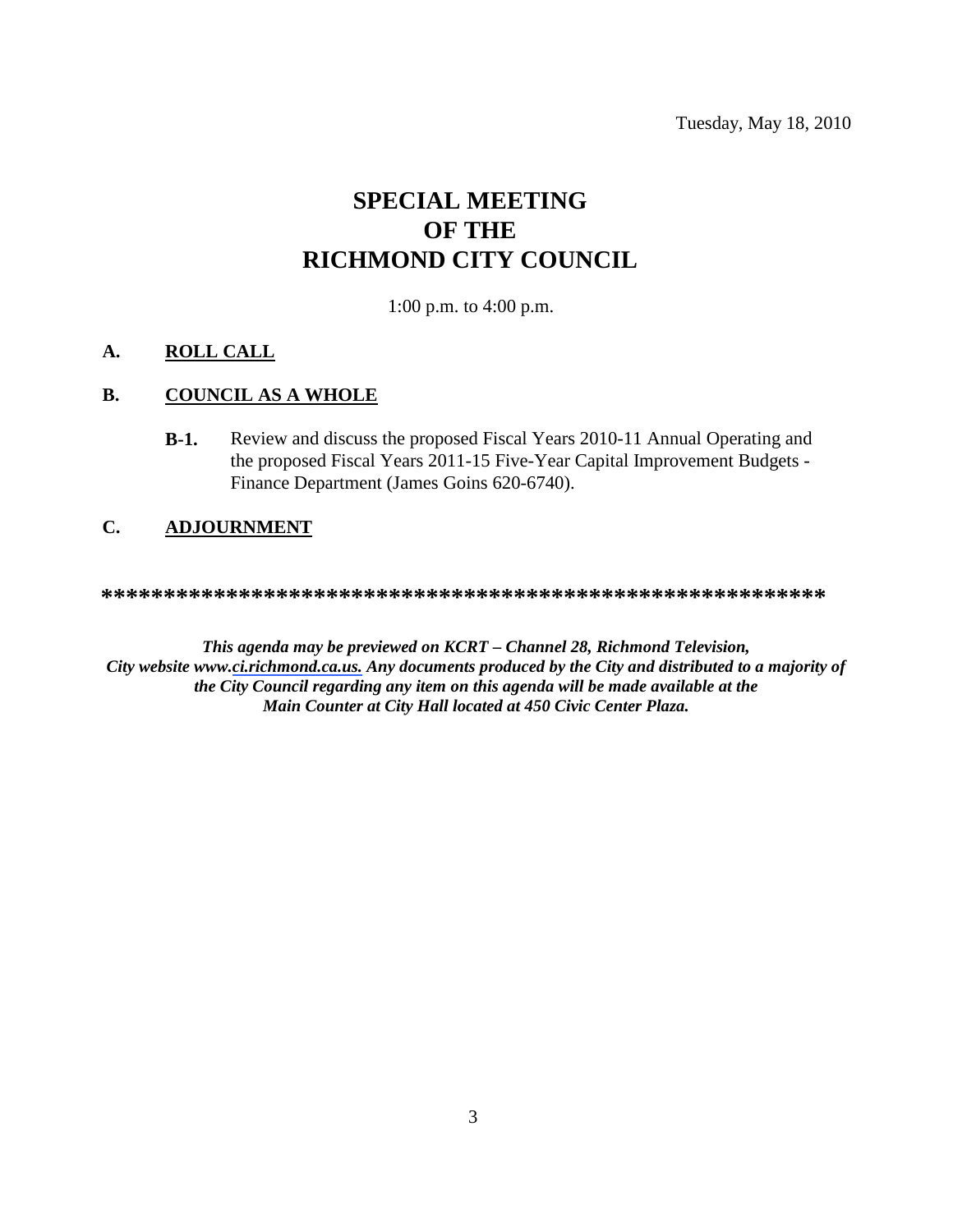Tuesday, May 18, 2010

# SPECIAL MEETING OF THE RICHMOND CITY COUNCIL

1:00 p.m. to 4:00 p.m.

**A. ROLL CALL**

**B. COUNCIL AS A WHOLE**

**B-1.** Review and discuss the proposed Fiscal Years 2010-11 Annual Operating and the proposed Fiscal Years 2011-15 Five-Year Capital Improvement Budgets - Finance Department (James Goins 620-6740).

**C. ADJOURNMENT**

*************************************************************

***This agenda may be previewed on KCRT – Channel 28, Richmond Television, City website www.ci.richmond.ca.us. Any documents produced by the City and distributed to a majority of the City Council regarding any item on this agenda will be made available at the Main Counter at City Hall located at 450 Civic Center Plaza.***